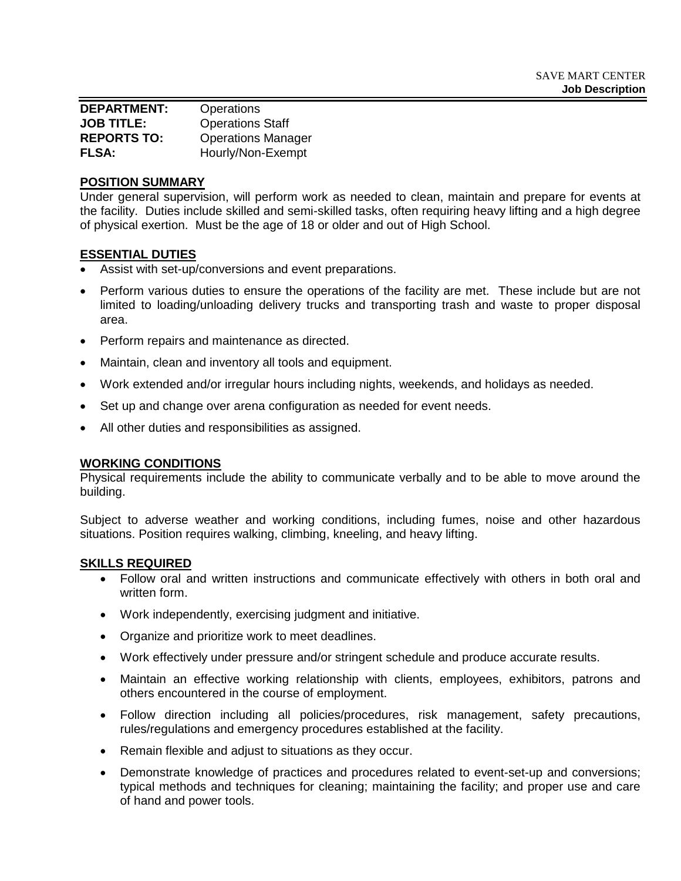SAVE MART CENTER
**Job Description**

| | |
|---|---|
| **DEPARTMENT:** | Operations |
| **JOB TITLE:** | Operations Staff |
| **REPORTS TO:** | Operations Manager |
| **FLSA:** | Hourly/Non-Exempt |

## POSITION SUMMARY

Under general supervision, will perform work as needed to clean, maintain and prepare for events at the facility. Duties include skilled and semi-skilled tasks, often requiring heavy lifting and a high degree of physical exertion. Must be the age of 18 or older and out of High School.

## ESSENTIAL DUTIES

- Assist with set-up/conversions and event preparations.
- Perform various duties to ensure the operations of the facility are met. These include but are not limited to loading/unloading delivery trucks and transporting trash and waste to proper disposal area.
- Perform repairs and maintenance as directed.
- Maintain, clean and inventory all tools and equipment.
- Work extended and/or irregular hours including nights, weekends, and holidays as needed.
- Set up and change over arena configuration as needed for event needs.
- All other duties and responsibilities as assigned.

## WORKING CONDITIONS

Physical requirements include the ability to communicate verbally and to be able to move around the building.

Subject to adverse weather and working conditions, including fumes, noise and other hazardous situations. Position requires walking, climbing, kneeling, and heavy lifting.

## SKILLS REQUIRED

- Follow oral and written instructions and communicate effectively with others in both oral and written form.
- Work independently, exercising judgment and initiative.
- Organize and prioritize work to meet deadlines.
- Work effectively under pressure and/or stringent schedule and produce accurate results.
- Maintain an effective working relationship with clients, employees, exhibitors, patrons and others encountered in the course of employment.
- Follow direction including all policies/procedures, risk management, safety precautions, rules/regulations and emergency procedures established at the facility.
- Remain flexible and adjust to situations as they occur.
- Demonstrate knowledge of practices and procedures related to event-set-up and conversions; typical methods and techniques for cleaning; maintaining the facility; and proper use and care of hand and power tools.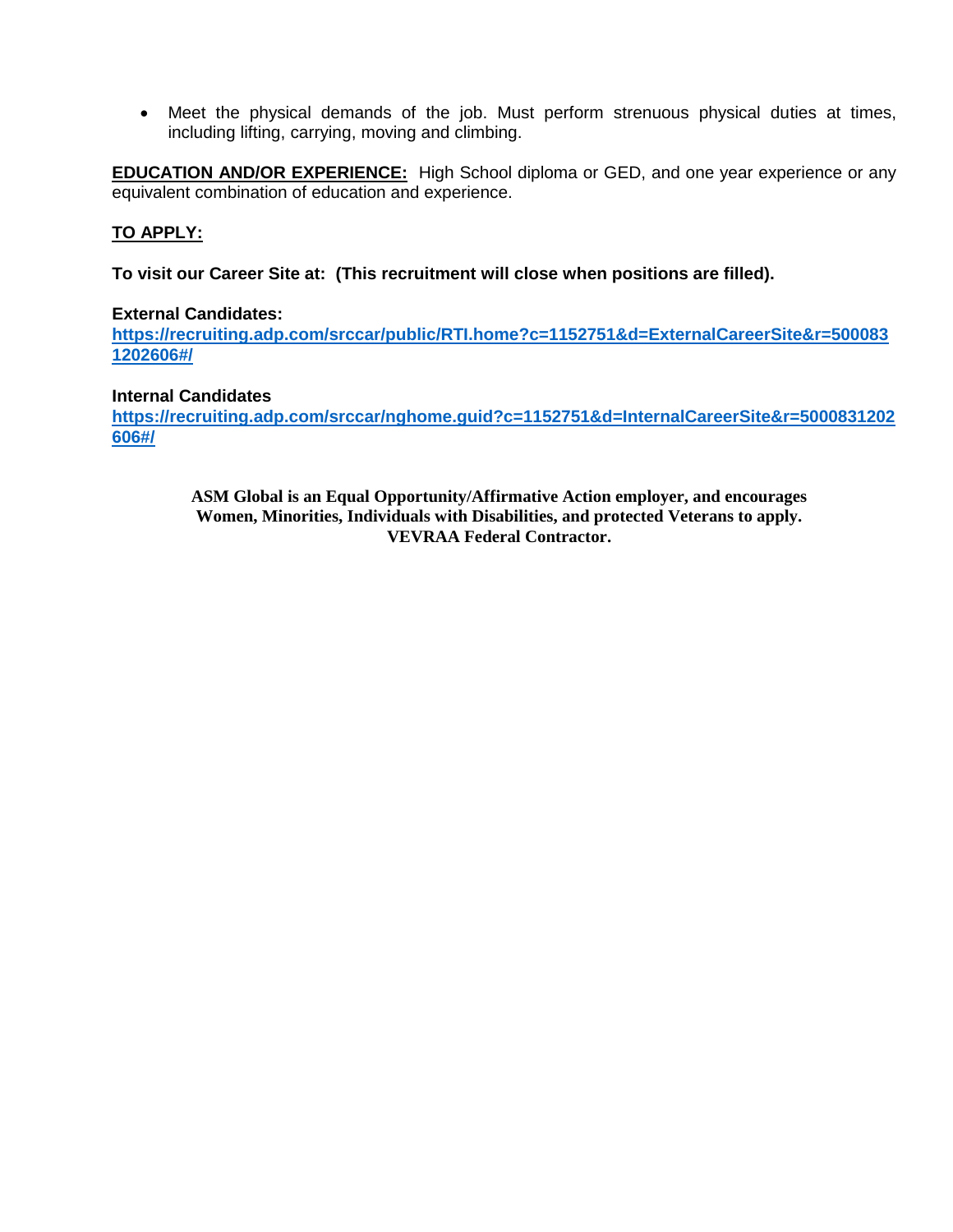- Meet the physical demands of the job. Must perform strenuous physical duties at times, including lifting, carrying, moving and climbing.

**EDUCATION AND/OR EXPERIENCE:** High School diploma or GED, and one year experience or any equivalent combination of education and experience.

**TO APPLY:**

**To visit our Career Site at: (This recruitment will close when positions are filled).**

**External Candidates:**
**https://recruiting.adp.com/srccar/public/RTI.home?c=1152751&d=ExternalCareerSite&r=5000831202606#/**

**Internal Candidates**
**https://recruiting.adp.com/srccar/nghome.guid?c=1152751&d=InternalCareerSite&r=5000831202606#/**

**ASM Global is an Equal Opportunity/Affirmative Action employer, and encourages Women, Minorities, Individuals with Disabilities, and protected Veterans to apply. VEVRAA Federal Contractor.**